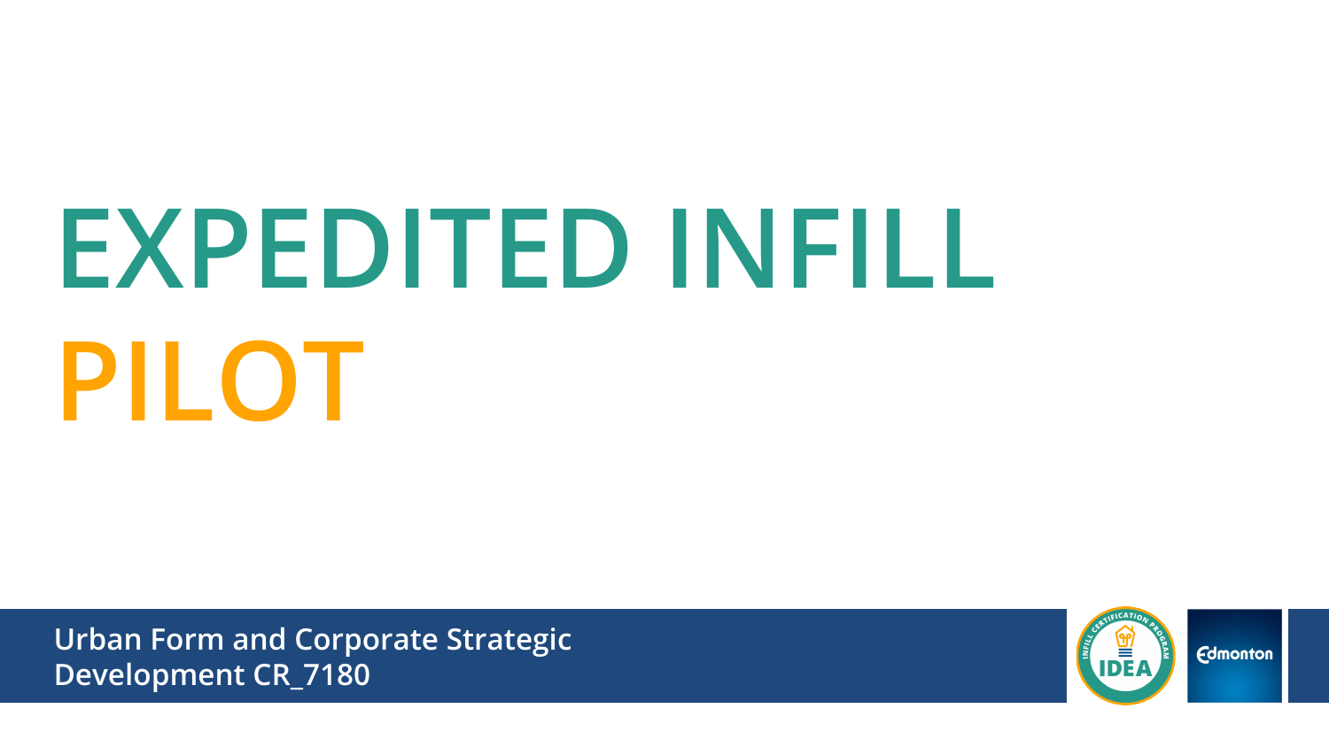# EXPEDITED INFILL PILOT

Urban Form and Corporate Strategic Development CR_7180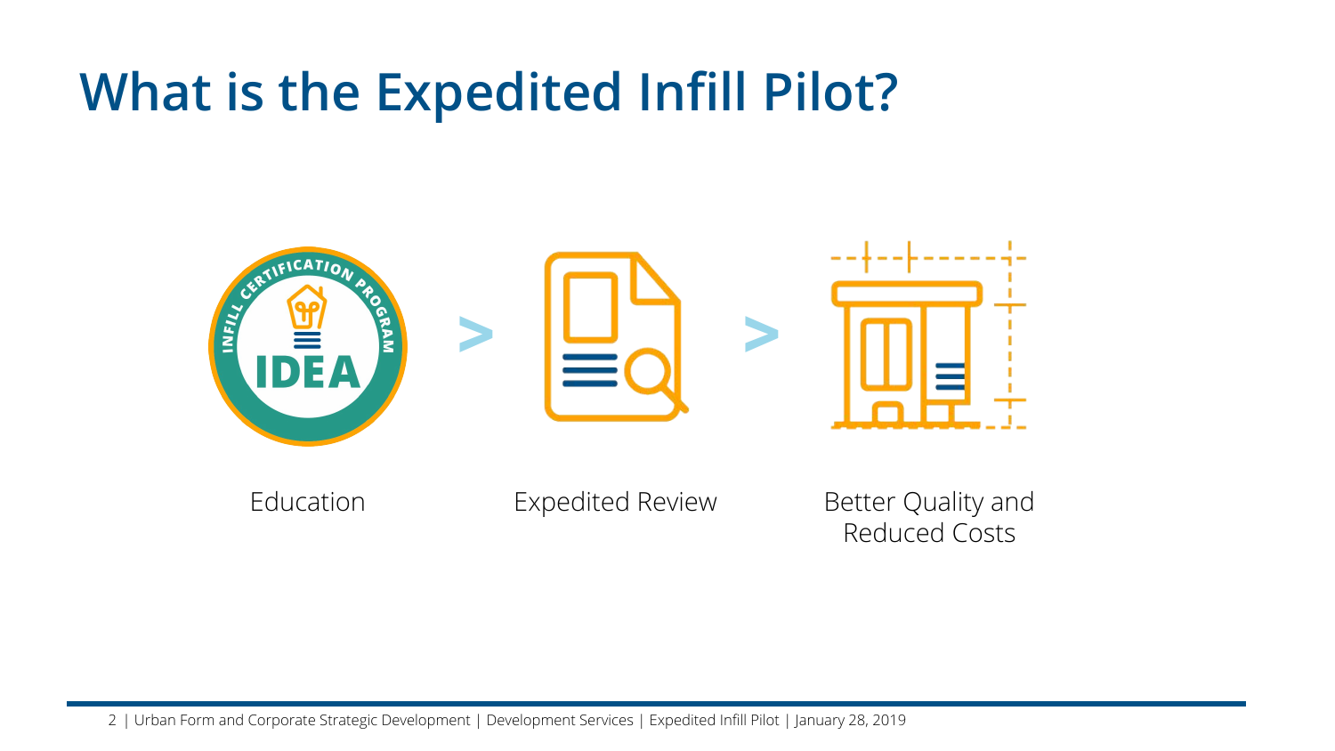# What is the Expedited Infill Pilot?

Education > Expedited Review > Better Quality and Reduced Costs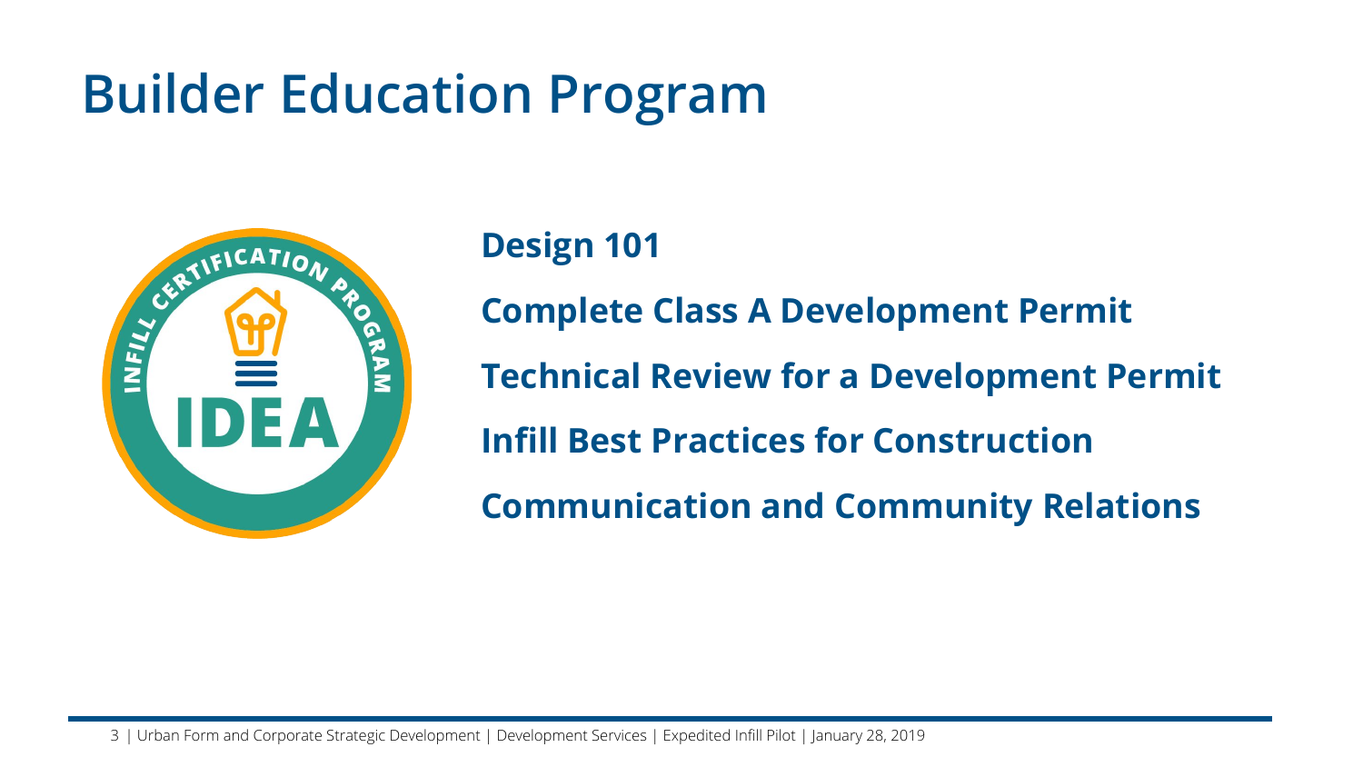# Builder Education Program

**Design 101**

**Complete Class A Development Permit**

**Technical Review for a Development Permit**

**Infill Best Practices for Construction**

**Communication and Community Relations**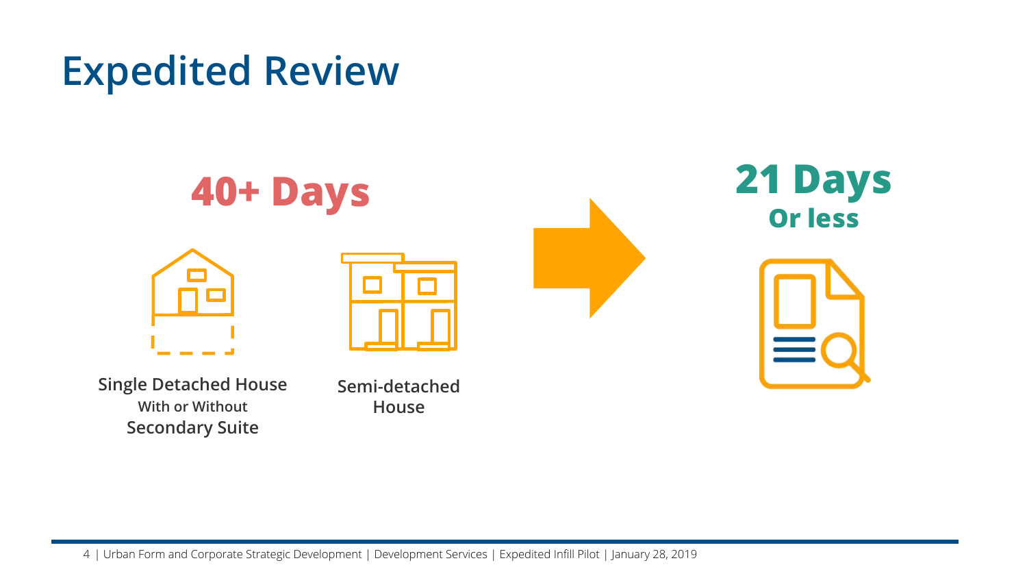# Expedited Review

**40+ Days**

Single Detached House
With or Without
Secondary Suite

Semi-detached
House

**21 Days**
**Or less**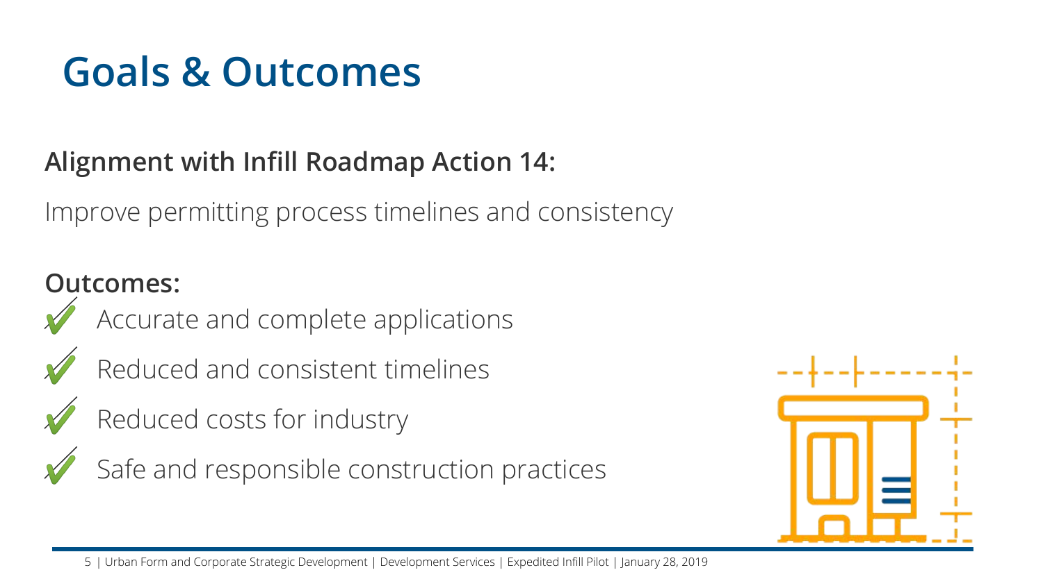# Goals & Outcomes

**Alignment with Infill Roadmap Action 14:**

Improve permitting process timelines and consistency

**Outcomes:**

- Accurate and complete applications
- Reduced and consistent timelines
- Reduced costs for industry
- Safe and responsible construction practices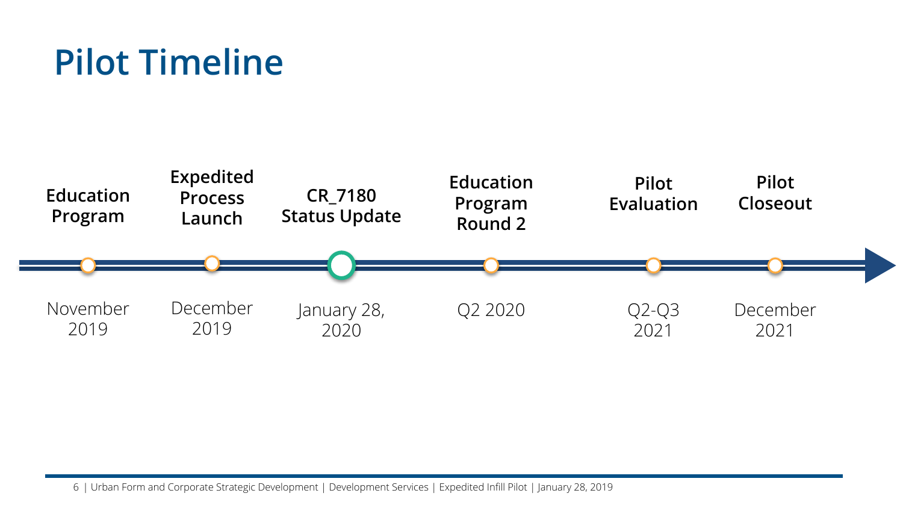# Pilot Timeline

| Milestone | Date |
| --- | --- |
| Education Program | November 2019 |
| Expedited Process Launch | December 2019 |
| CR_7180 Status Update | January 28, 2020 |
| Education Program Round 2 | Q2 2020 |
| Pilot Evaluation | Q2-Q3 2021 |
| Pilot Closeout | December 2021 |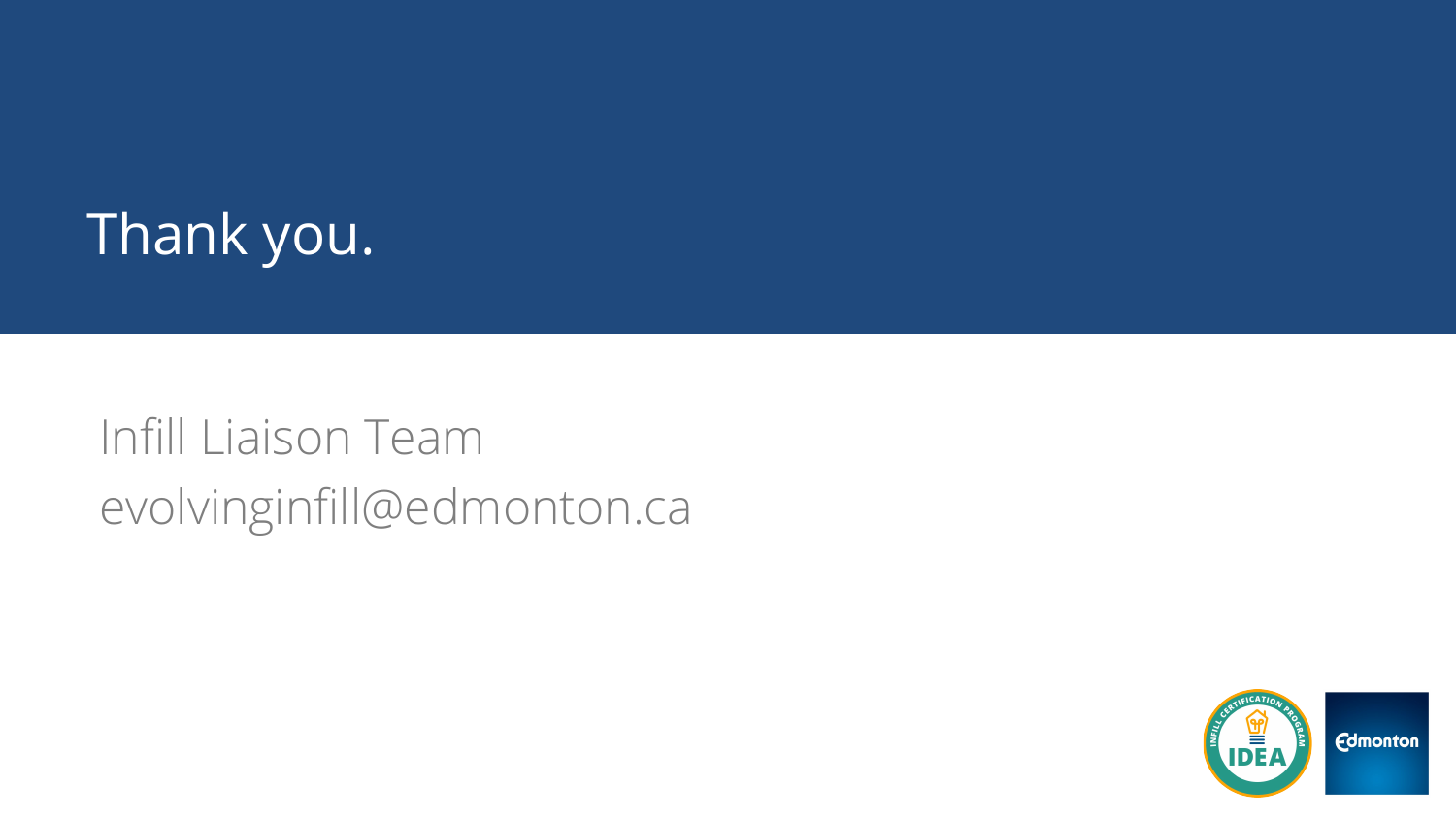# Thank you.

Infill Liaison Team
evolvinginfill@edmonton.ca